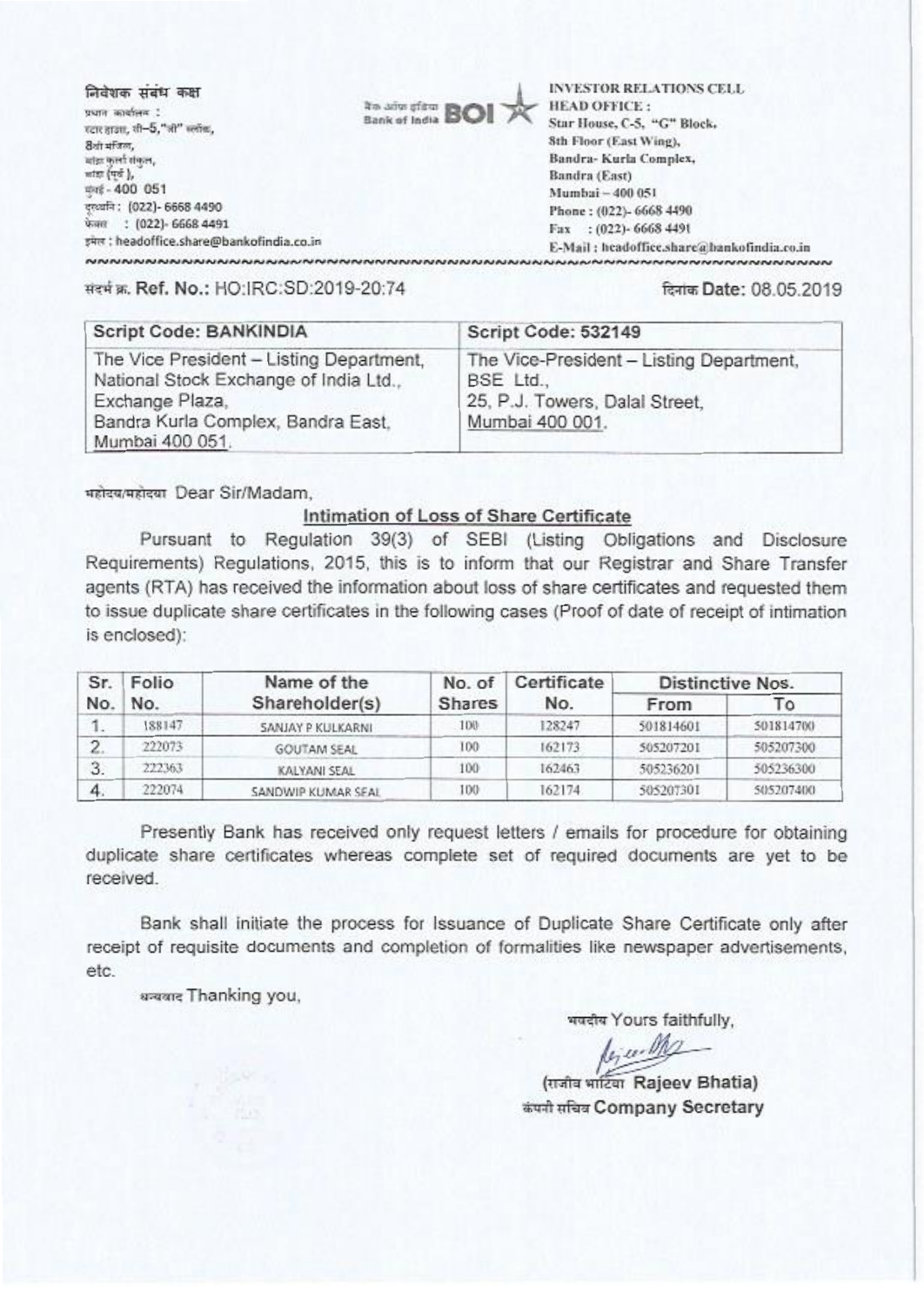निवेशक संबंध कक्ष
प्रधान कार्यालय :
स्टार हाउस, सी–5,"जी" ब्लॉक,
8वी मंजिल,
बांद्रा कुर्ला संकुल,
बांद्रा (पूर्व),
मुंबई - 400 051
दूरध्वनि : (022)- 6668 4490
फेक्स : (022)- 6668 4491
इमेल : headoffice.share@bankofindia.co.in

बैंक ऑफ इंडिया Bank of India BOI

INVESTOR RELATIONS CELL
HEAD OFFICE :
Star House, C-5, "G" Block,
8th Floor (East Wing),
Bandra- Kurla Complex,
Bandra (East)
Mumbai – 400 051
Phone : (022)- 6668 4490
Fax : (022)- 6668 4491
E-Mail : headoffice.share@bankofindia.co.in

संदर्भ क्र. Ref. No.: HO:IRC:SD:2019-20:74

दिनांक Date: 08.05.2019

| Script Code: BANKINDIA | Script Code: 532149 |
|---|---|
| The Vice President – Listing Department, National Stock Exchange of India Ltd., Exchange Plaza, Bandra Kurla Complex, Bandra East, Mumbai 400 051. | The Vice-President – Listing Department, BSE Ltd., 25, P.J. Towers, Dalal Street, Mumbai 400 001. |

महोदय/महोदया Dear Sir/Madam,

**Intimation of Loss of Share Certificate**

Pursuant to Regulation 39(3) of SEBI (Listing Obligations and Disclosure Requirements) Regulations, 2015, this is to inform that our Registrar and Share Transfer agents (RTA) has received the information about loss of share certificates and requested them to issue duplicate share certificates in the following cases (Proof of date of receipt of intimation is enclosed):

| Sr. No. | Folio No. | Name of the Shareholder(s) | No. of Shares | Certificate No. | Distinctive Nos. | |
|---|---|---|---|---|---|---|
| | | | | | From | To |
| 1. | 188147 | SANJAY P KULKARNI | 100 | 128247 | 501814601 | 501814700 |
| 2. | 222073 | GOUTAM SEAL | 100 | 162173 | 505207201 | 505207300 |
| 3. | 222363 | KALYANI SEAL | 100 | 162463 | 505236201 | 505236300 |
| 4. | 222074 | SANDWIP KUMAR SEAL | 100 | 162174 | 505207301 | 505207400 |

Presently Bank has received only request letters / emails for procedure for obtaining duplicate share certificates whereas complete set of required documents are yet to be received.

Bank shall initiate the process for Issuance of Duplicate Share Certificate only after receipt of requisite documents and completion of formalities like newspaper advertisements, etc.

धन्यवाद Thanking you,

भवदीय Yours faithfully,

(राजीव भाटिया Rajeev Bhatia)
कंपनी सचिव Company Secretary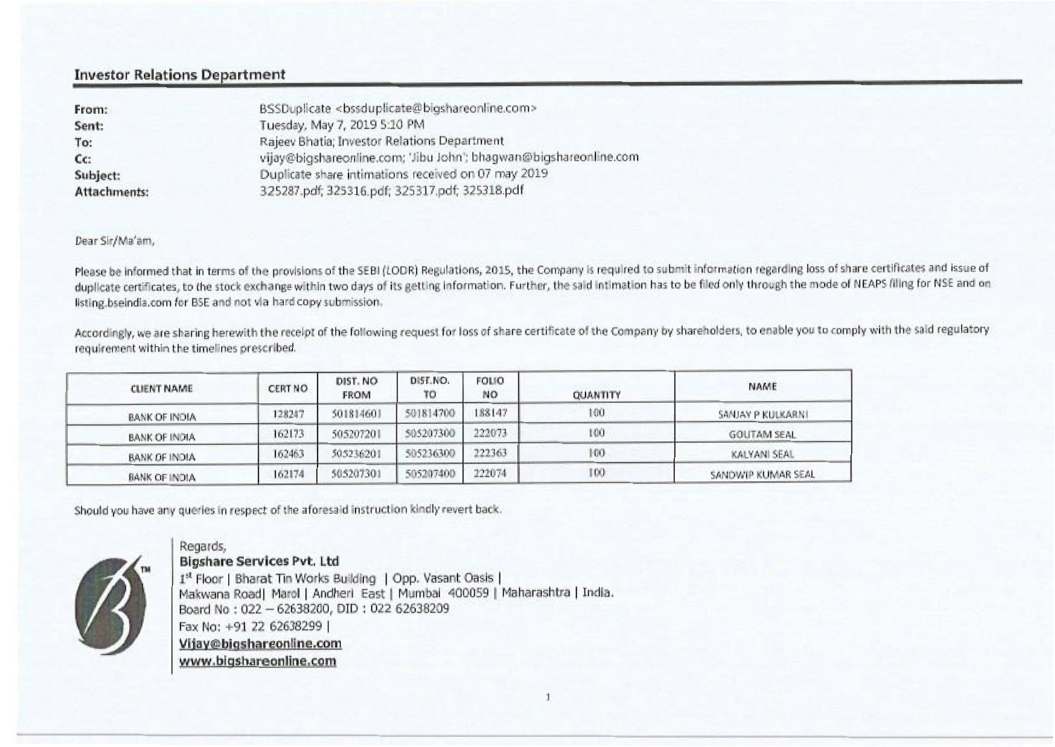## Investor Relations Department

| | |
|---|---|
| **From:** | BSSDuplicate <bssduplicate@bigshareonline.com> |
| **Sent:** | Tuesday, May 7, 2019 5:10 PM |
| **To:** | Rajeev Bhatia; Investor Relations Department |
| **Cc:** | vijay@bigshareonline.com; 'Jibu John'; bhagwan@bigshareonline.com |
| **Subject:** | Duplicate share intimations received on 07 may 2019 |
| **Attachments:** | 325287.pdf; 325316.pdf; 325317.pdf; 325318.pdf |

Dear Sir/Ma'am,

Please be informed that in terms of the provisions of the SEBI (LODR) Regulations, 2015, the Company is required to submit information regarding loss of share certificates and issue of duplicate certificates, to the stock exchange within two days of its getting information. Further, the said intimation has to be filed only through the mode of NEAPS filing for NSE and on listing.bseindia.com for BSE and not via hard copy submission.

Accordingly, we are sharing herewith the receipt of the following request for loss of share certificate of the Company by shareholders, to enable you to comply with the said regulatory requirement within the timelines prescribed.

| CLIENT NAME | CERT NO | DIST. NO FROM | DIST.NO. TO | FOLIO NO | QUANTITY | NAME |
|---|---|---|---|---|---|---|
| BANK OF INDIA | 128247 | 501814601 | 501814700 | 188147 | 100 | SANJAY P KULKARNI |
| BANK OF INDIA | 162173 | 505207201 | 505207300 | 222073 | 100 | GOUTAM SEAL |
| BANK OF INDIA | 162463 | 505236201 | 505236300 | 222363 | 100 | KALYANI SEAL |
| BANK OF INDIA | 162174 | 505207301 | 505207400 | 222074 | 100 | SANDWIP KUMAR SEAL |

Should you have any queries in respect of the aforesaid instruction kindly revert back.

Regards,
**Bigshare Services Pvt. Ltd**
1st Floor | Bharat Tin Works Building | Opp. Vasant Oasis |
Makwana Road| Marol | Andheri East | Mumbai 400059 | Maharashtra | India.
Board No : 022 – 62638200, DID : 022 62638209
Fax No: +91 22 62638299 |
Vijay@bigshareonline.com
www.bigshareonline.com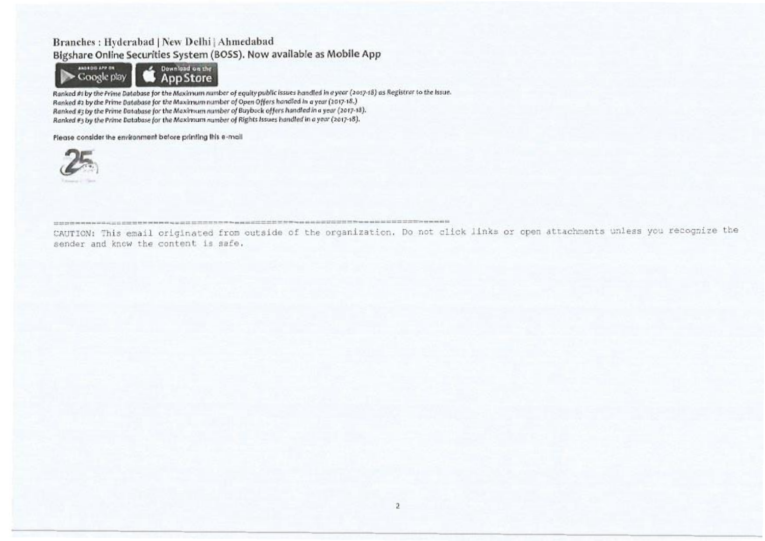**Branches : Hyderabad | New Delhi | Ahmedabad**

**Bigshare Online Securities System (BOSS). Now available as Mobile App**

Android App on Google play | Download on the App Store

*Ranked #1 by the Prime Database for the Maximum number of equity public issues handled in a year (2017-18) as Registrar to the Issue.*
*Ranked #2 by the Prime Database for the Maximum number of Open Offers handled in a year (2017-18.)*
*Ranked #3 by the Prime Database for the Maximum number of Buyback offers handled in a year (2017-18).*
*Ranked #3 by the Prime Database for the Maximum number of Rights Issues handled in a year (2017-18).*

Please consider the environment before printing this e-mail

25

---

CAUTION: This email originated from outside of the organization. Do not click links or open attachments unless you recognize the sender and know the content is safe.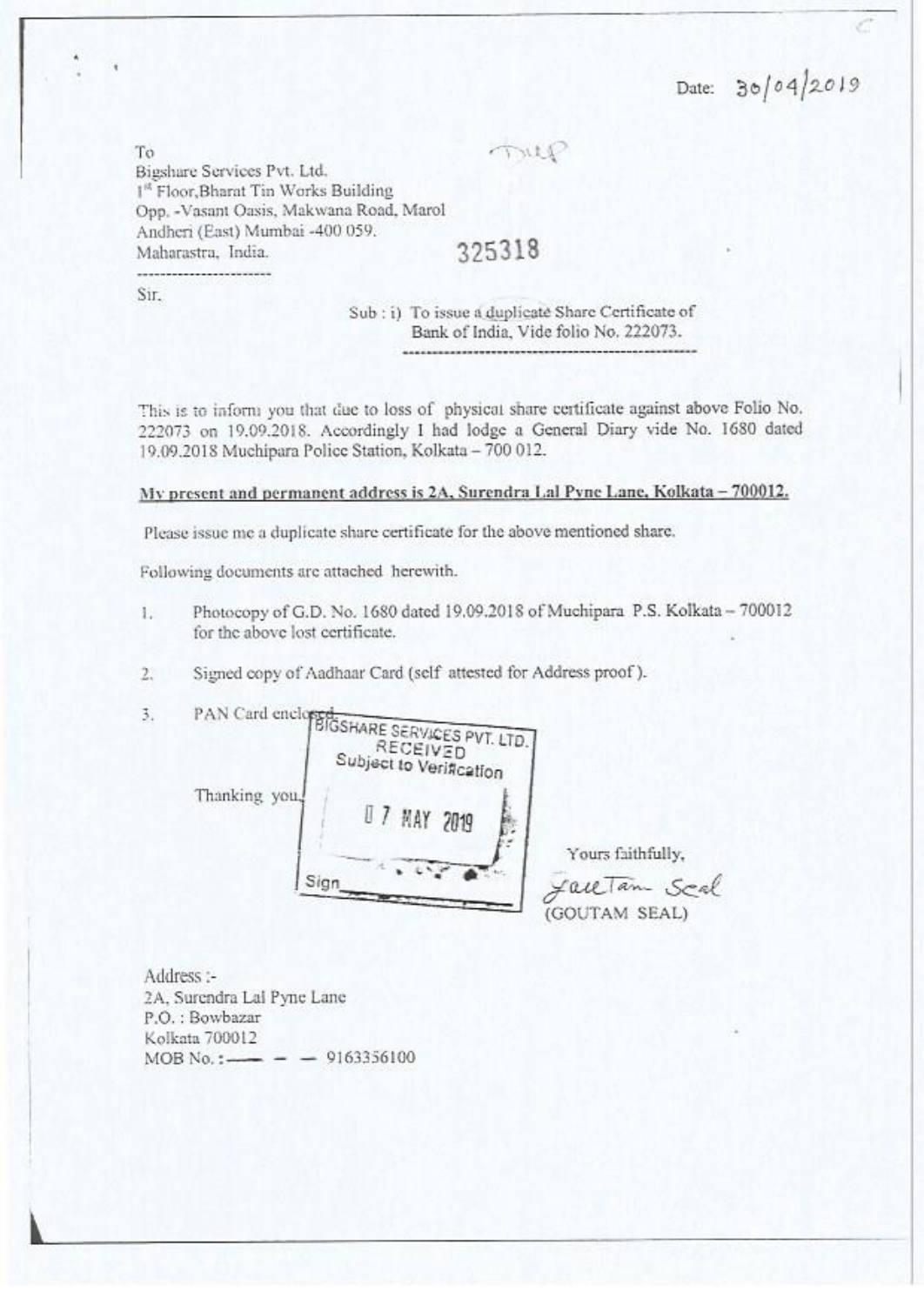Date: 30/04/2019

To
Bigshare Services Pvt. Ltd.
1st Floor,Bharat Tin Works Building
Opp. -Vasant Oasis, Makwana Road, Marol
Andheri (East) Mumbai -400 059.
Maharastra, India.

Dup

325318

Sir,

Sub : i) To issue a duplicate Share Certificate of Bank of India, Vide folio No. 222073.

This is to inform you that due to loss of physical share certificate against above Folio No. 222073 on 19.09.2018. Accordingly I had lodge a General Diary vide No. 1680 dated 19.09.2018 Muchipara Police Station, Kolkata – 700 012.

**My present and permanent address is 2A, Surendra Lal Pyne Lane, Kolkata – 700012.**

Please issue me a duplicate share certificate for the above mentioned share.

Following documents are attached herewith.

1. Photocopy of G.D. No. 1680 dated 19.09.2018 of Muchipara P.S. Kolkata – 700012 for the above lost certificate.
2. Signed copy of Aadhaar Card (self attested for Address proof).
3. PAN Card enclosed.

BIGSHARE SERVICES PVT. LTD.
RECEIVED
Subject to Verification
07 MAY 2019
Sign

Thanking you,

Yours faithfully,

Goutam Seal
(GOUTAM SEAL)

Address :-
2A, Surendra Lal Pyne Lane
P.O. : Bowbazar
Kolkata 700012
MOB No. : — — — 9163356100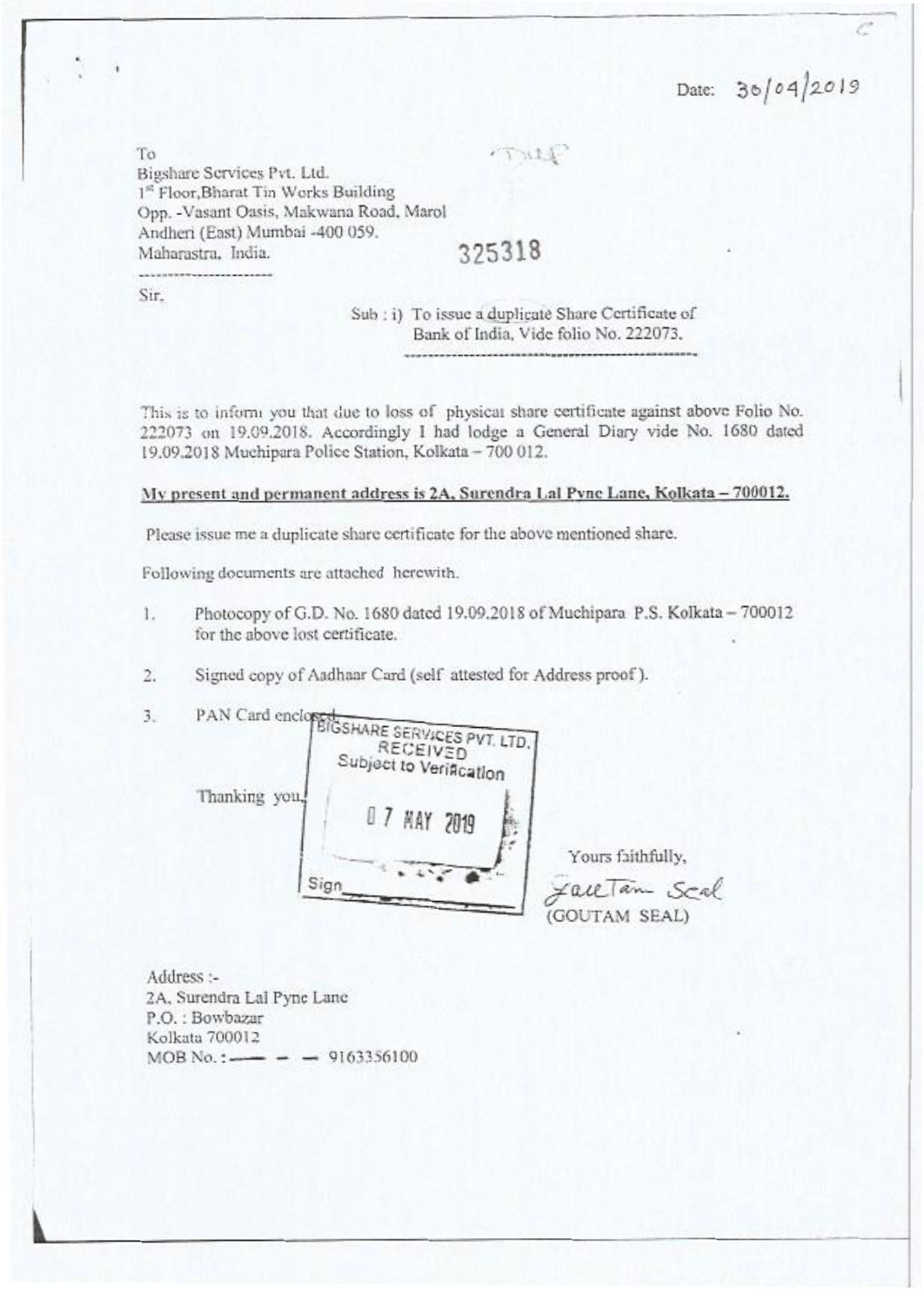Date: 30/04/2019

To
Bigshare Services Pvt. Ltd.
1st Floor, Bharat Tin Works Building
Opp. -Vasant Oasis, Makwana Road, Marol
Andheri (East) Mumbai -400 059.
Maharastra, India.

325318

Sir,

Sub : i) To issue a duplicate Share Certificate of Bank of India, Vide folio No. 222073.

This is to inform you that due to loss of physical share certificate against above Folio No. 222073 on 19.09.2018. Accordingly I had lodge a General Diary vide No. 1680 dated 19.09.2018 Muchipara Police Station, Kolkata – 700 012.

**My present and permanent address is 2A, Surendra Lal Pyne Lane, Kolkata – 700012.**

Please issue me a duplicate share certificate for the above mentioned share.

Following documents are attached herewith.

1. Photocopy of G.D. No. 1680 dated 19.09.2018 of Muchipara P.S. Kolkata – 700012 for the above lost certificate.
2. Signed copy of Aadhaar Card (self attested for Address proof).
3. PAN Card enclosed.

BIGSHARE SERVICES PVT. LTD.
RECEIVED
Subject to Verification
07 MAY 2019
Sign

Thanking you,

Yours faithfully,

Gautam Seal
(GOUTAM SEAL)

Address :-
2A, Surendra Lal Pyne Lane
P.O. : Bowbazar
Kolkata 700012
MOB No. : — — — 9163356100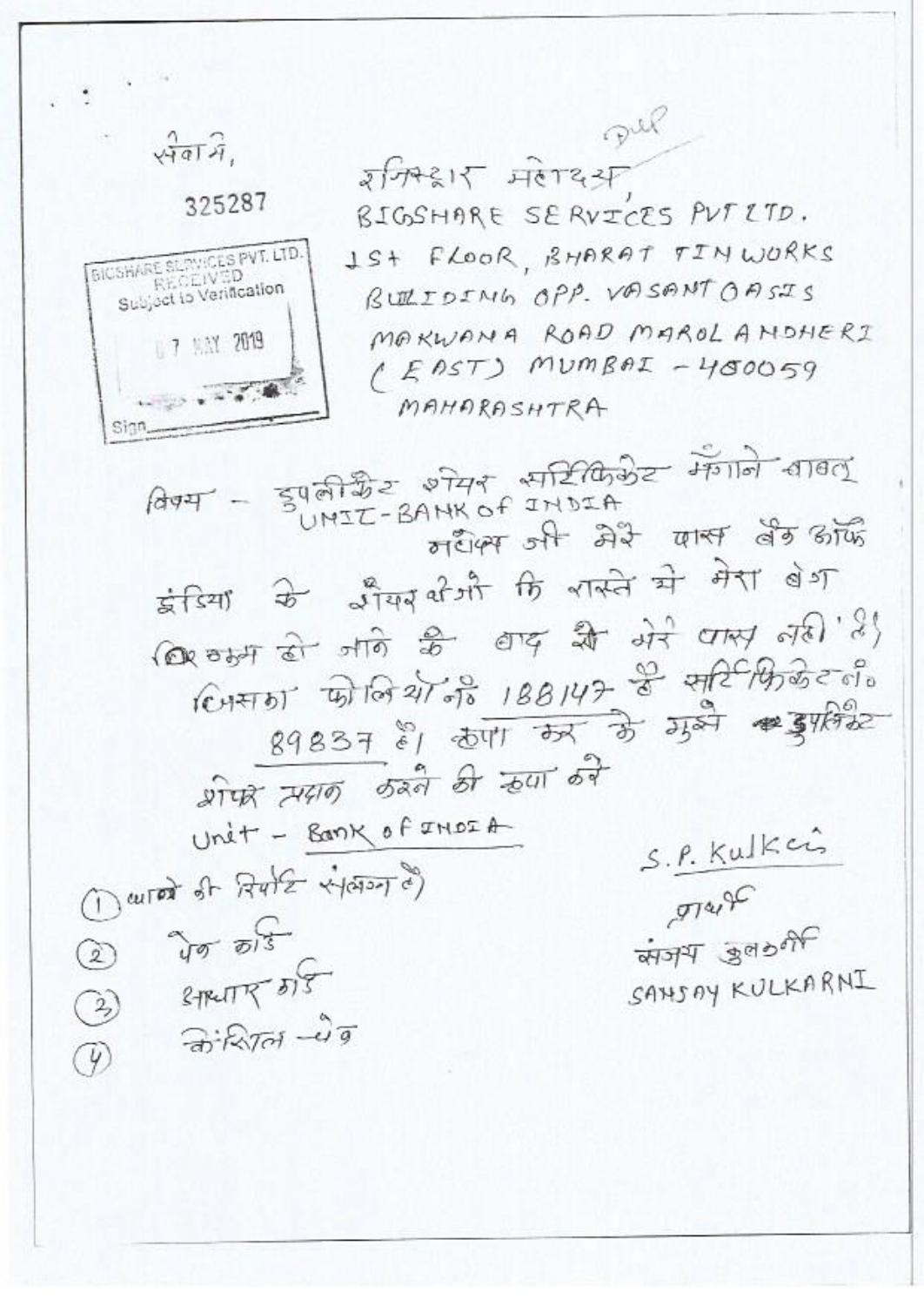सेवा मे,

325287

BIGSHARE SERVICES PVT. LTD.
RECEIVED
Subject to Verification
07 MAY 2019
Sign\_\_\_\_\_\_

DUP

रजिस्ट्रार महोदय,
BIGSHARE SERVICES PVT LTD.
1st FLOOR, BHARAT TIN WORKS
BUILDING OPP. VASANT OASIS
MAKWANA ROAD MAROL ANDHERI
(EAST) MUMBAI - 400059
MAHARASHTRA

विषय - डुपलीकेट शेयर सर्टिफिकेट मँगाने बाबत
UNIT - BANK OF INDIA

महोदय जी मेरे पास बैंक ऑफ इंडिया के शेयर थे जो कि रास्ते से मेरा बैग (गुम) हो जाने के बाद से मेरे पास नहीं है। जिसका फोलियो नं॰ 188147 है सर्टिफिकेट नं॰ 89837 है। कृपा कर के मुझे डुपलिकेट शेयर प्रदान करने की कृपा करे

Unit - Bank of INDIA

S.P. Kulkarni

प्रार्थी
संजय कुलकर्णी
SANJAY KULKARNI

1. थाने की रिपोर्ट संलग्न है
2. पेन कार्ड
3. आधार कार्ड
4. कैंसिल चेक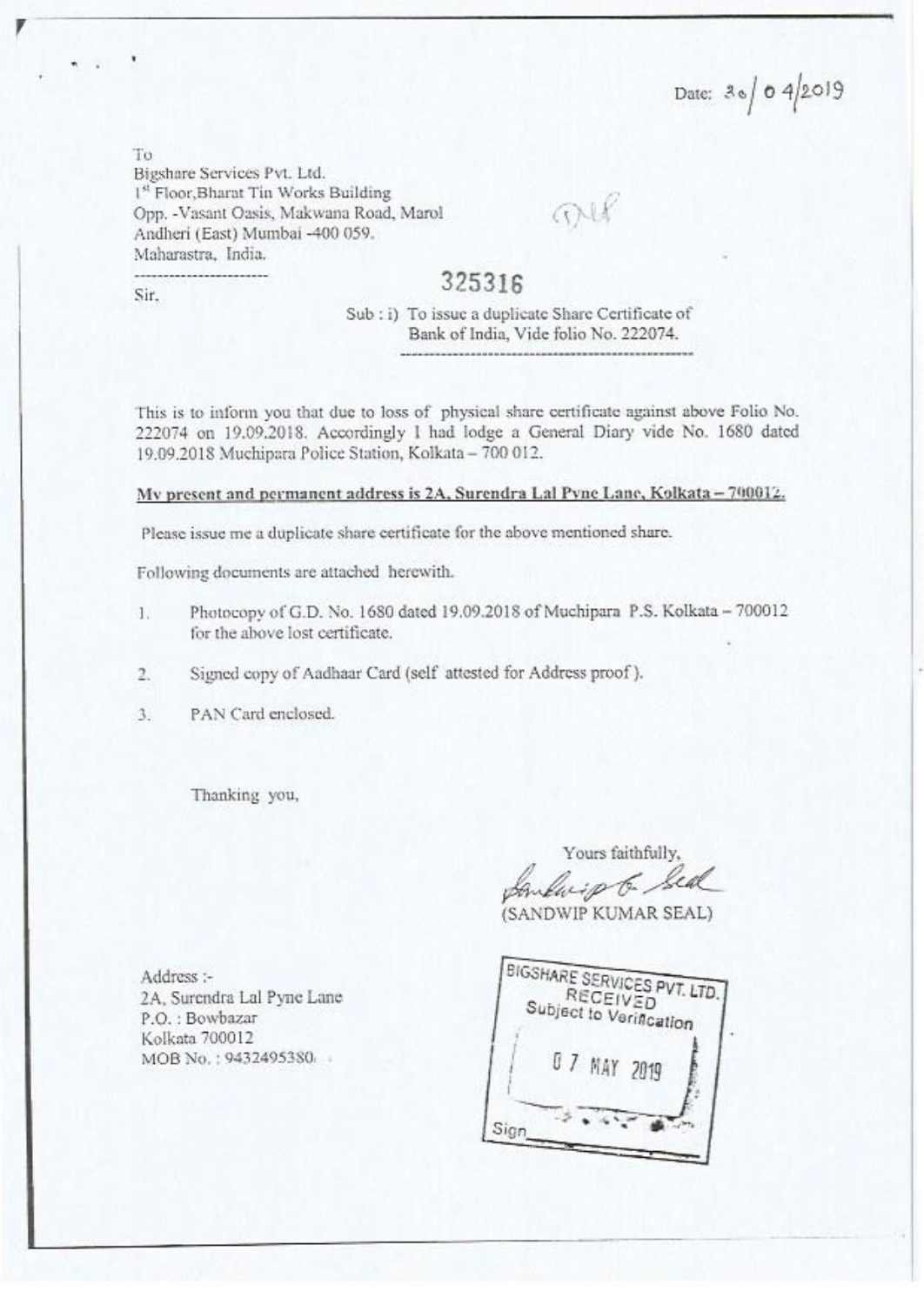Date: 30/04/2019

To
Bigshare Services Pvt. Ltd.
1st Floor, Bharat Tin Works Building
Opp. -Vasant Oasis, Makwana Road, Marol
Andheri (East) Mumbai -400 059.
Maharastra, India.

Sir,

325316

Sub : i) To issue a duplicate Share Certificate of Bank of India, Vide folio No. 222074.

This is to inform you that due to loss of physical share certificate against above Folio No. 222074 on 19.09.2018. Accordingly I had lodge a General Diary vide No. 1680 dated 19.09.2018 Muchipara Police Station, Kolkata – 700 012.

**My present and permanent address is 2A, Surendra Lal Pyne Lane, Kolkata – 700012.**

Please issue me a duplicate share certificate for the above mentioned share.

Following documents are attached herewith.

1. Photocopy of G.D. No. 1680 dated 19.09.2018 of Muchipara P.S. Kolkata – 700012 for the above lost certificate.
2. Signed copy of Aadhaar Card (self attested for Address proof).
3. PAN Card enclosed.

Thanking you,

Yours faithfully,

(SANDWIP KUMAR SEAL)

Address :-
2A, Surendra Lal Pyne Lane
P.O. : Bowbazar
Kolkata 700012
MOB No. : 9432495380

BIGSHARE SERVICES PVT. LTD.
RECEIVED
Subject to Verification
07 MAY 2019
Sign